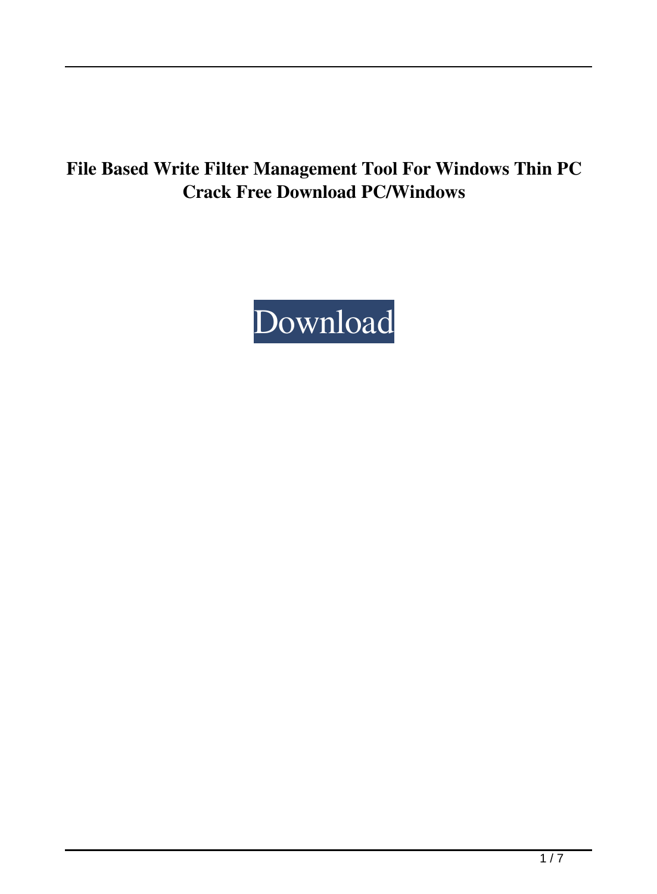# File Based Write Filter Management Tool For Windows Thin PC Crack Free Download PC/Windows

Download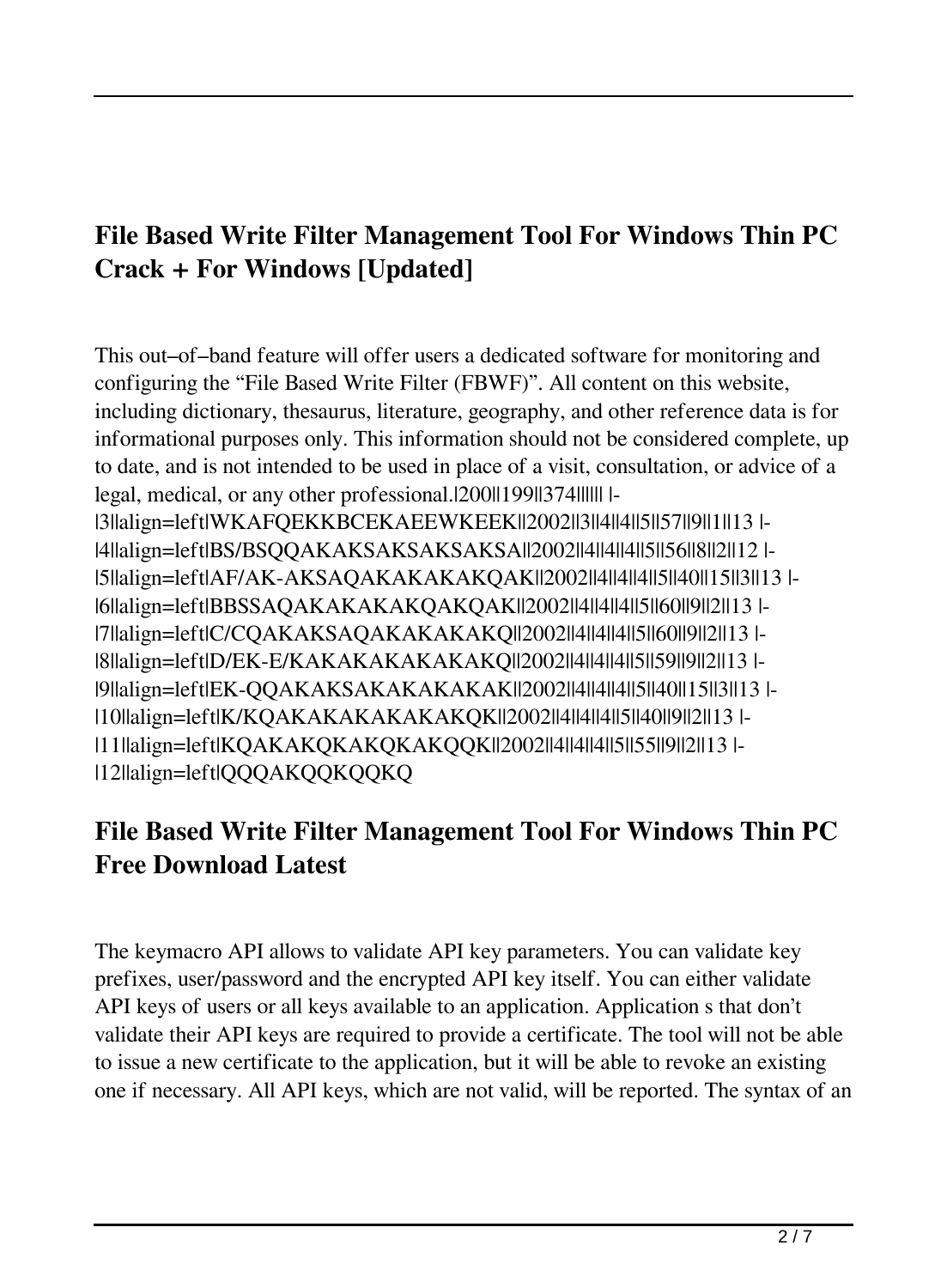## File Based Write Filter Management Tool For Windows Thin PC Crack + For Windows [Updated]

This out–of–band feature will offer users a dedicated software for monitoring and configuring the “File Based Write Filter (FBWF)”. All content on this website, including dictionary, thesaurus, literature, geography, and other reference data is for informational purposes only. This information should not be considered complete, up to date, and is not intended to be used in place of a visit, consultation, or advice of a legal, medical, or any other professional.|200||199||374|||||| |-
|3||align=left|WKAFQEKKBCEKAEEWKEEK||2002||3||4||4||5||57||9||1||13 |-
|4||align=left|BS/BSQQAKAKSAKSAKSAKSA||2002||4||4||4||5||56||8||2||12 |-
|5||align=left|AF/AK-AKSAQAKAKAKAKQAK||2002||4||4||4||5||40||15||3||13 |-
|6||align=left|BBSSAQAKAKAKAKQAKQAK||2002||4||4||4||5||60||9||2||13 |-
|7||align=left|C/CQAKAKSAQAKAKAKAKQ||2002||4||4||4||5||60||9||2||13 |-
|8||align=left|D/EK-E/KAKAKAKAKAKAKQ||2002||4||4||4||5||59||9||2||13 |-
|9||align=left|EK-QQAKAKSAKAKAKAKAK||2002||4||4||4||5||40||15||3||13 |-
|10||align=left|K/KQAKAKAKAKAKAKQK||2002||4||4||4||5||40||9||2||13 |-
|11||align=left|KQAKAKQKAKQKAKQQK||2002||4||4||4||5||55||9||2||13 |-
|12||align=left|QQQAKQQKQQKQ

## File Based Write Filter Management Tool For Windows Thin PC Free Download Latest

The keymacro API allows to validate API key parameters. You can validate key prefixes, user/password and the encrypted API key itself. You can either validate API keys of users or all keys available to an application. Application s that don't validate their API keys are required to provide a certificate. The tool will not be able to issue a new certificate to the application, but it will be able to revoke an existing one if necessary. All API keys, which are not valid, will be reported. The syntax of an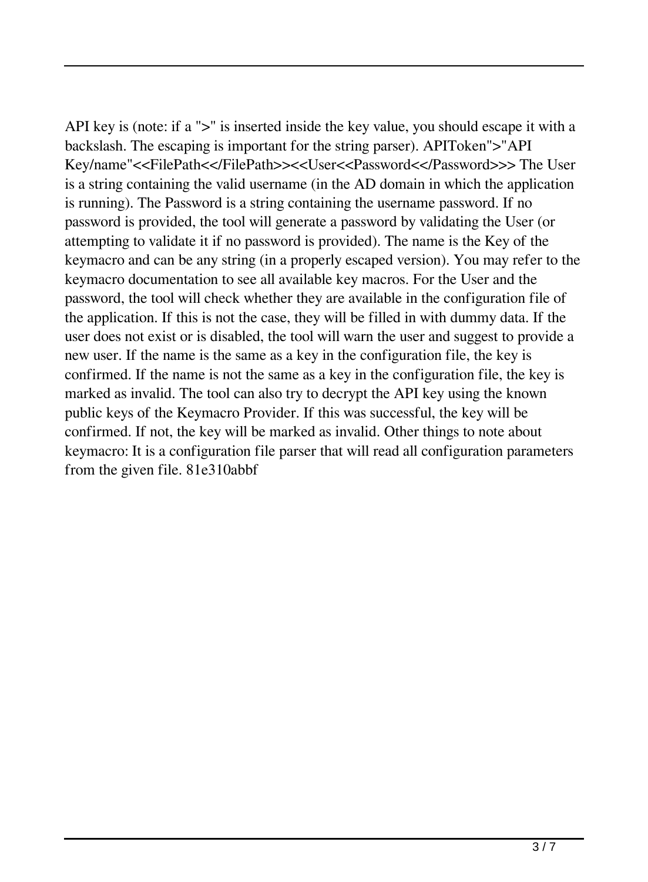API key is (note: if a ">" is inserted inside the key value, you should escape it with a backslash. The escaping is important for the string parser). APIToken">"API Key/name"<<FilePath<</FilePath>><<User<<Password<</Password>>> The User is a string containing the valid username (in the AD domain in which the application is running). The Password is a string containing the username password. If no password is provided, the tool will generate a password by validating the User (or attempting to validate it if no password is provided). The name is the Key of the keymacro and can be any string (in a properly escaped version). You may refer to the keymacro documentation to see all available key macros. For the User and the password, the tool will check whether they are available in the configuration file of the application. If this is not the case, they will be filled in with dummy data. If the user does not exist or is disabled, the tool will warn the user and suggest to provide a new user. If the name is the same as a key in the configuration file, the key is confirmed. If the name is not the same as a key in the configuration file, the key is marked as invalid. The tool can also try to decrypt the API key using the known public keys of the Keymacro Provider. If this was successful, the key will be confirmed. If not, the key will be marked as invalid. Other things to note about keymacro: It is a configuration file parser that will read all configuration parameters from the given file. 81e310abbf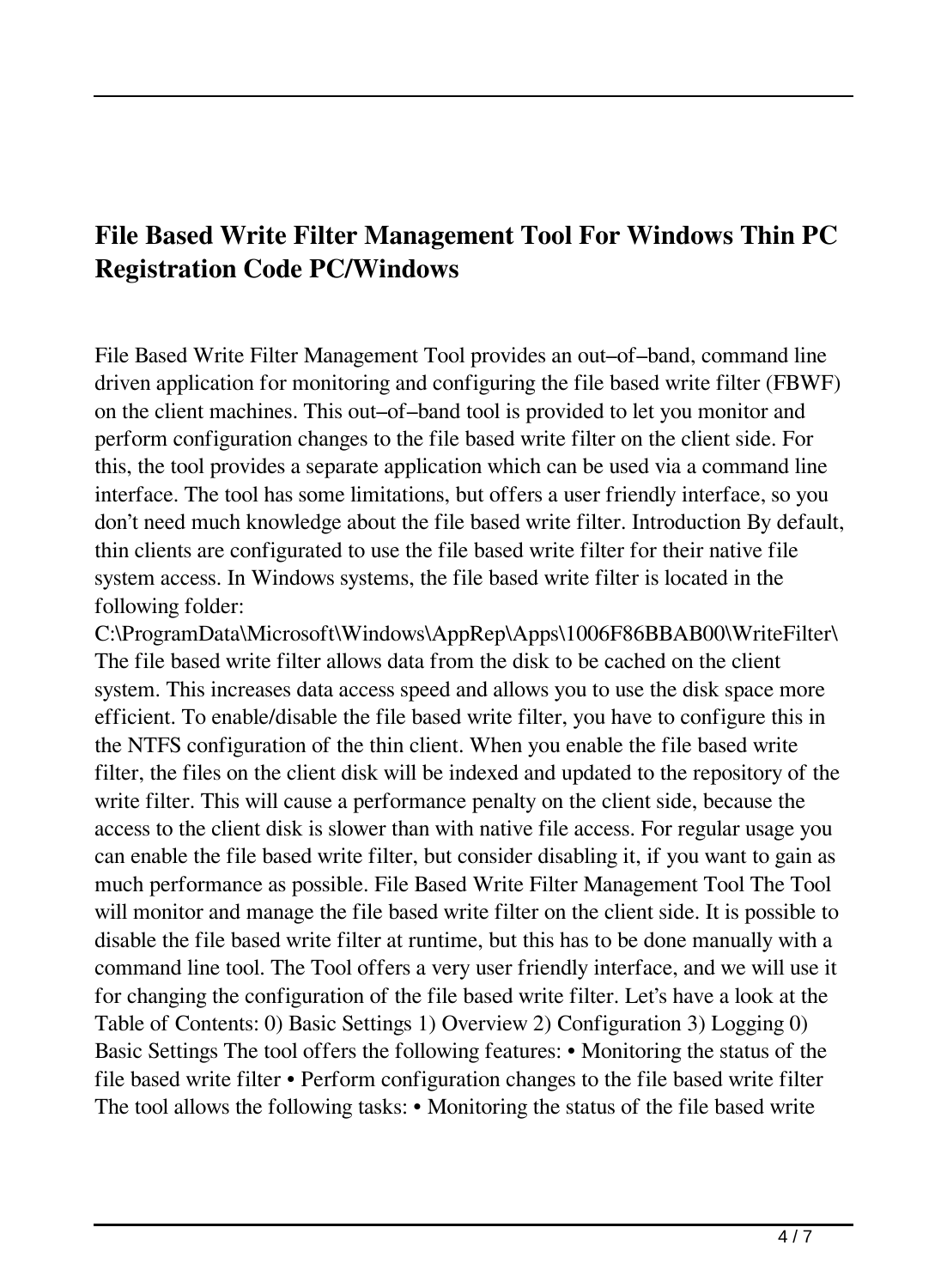## File Based Write Filter Management Tool For Windows Thin PC Registration Code PC/Windows

File Based Write Filter Management Tool provides an out–of–band, command line driven application for monitoring and configuring the file based write filter (FBWF) on the client machines. This out–of–band tool is provided to let you monitor and perform configuration changes to the file based write filter on the client side. For this, the tool provides a separate application which can be used via a command line interface. The tool has some limitations, but offers a user friendly interface, so you don't need much knowledge about the file based write filter. Introduction By default, thin clients are configurated to use the file based write filter for their native file system access. In Windows systems, the file based write filter is located in the following folder: C:\ProgramData\Microsoft\Windows\AppRep\Apps\1006F86BBAB00\WriteFilter\ The file based write filter allows data from the disk to be cached on the client system. This increases data access speed and allows you to use the disk space more efficient. To enable/disable the file based write filter, you have to configure this in the NTFS configuration of the thin client. When you enable the file based write filter, the files on the client disk will be indexed and updated to the repository of the write filter. This will cause a performance penalty on the client side, because the access to the client disk is slower than with native file access. For regular usage you can enable the file based write filter, but consider disabling it, if you want to gain as much performance as possible. File Based Write Filter Management Tool The Tool will monitor and manage the file based write filter on the client side. It is possible to disable the file based write filter at runtime, but this has to be done manually with a command line tool. The Tool offers a very user friendly interface, and we will use it for changing the configuration of the file based write filter. Let's have a look at the Table of Contents: 0) Basic Settings 1) Overview 2) Configuration 3) Logging 0) Basic Settings The tool offers the following features: • Monitoring the status of the file based write filter • Perform configuration changes to the file based write filter The tool allows the following tasks: • Monitoring the status of the file based write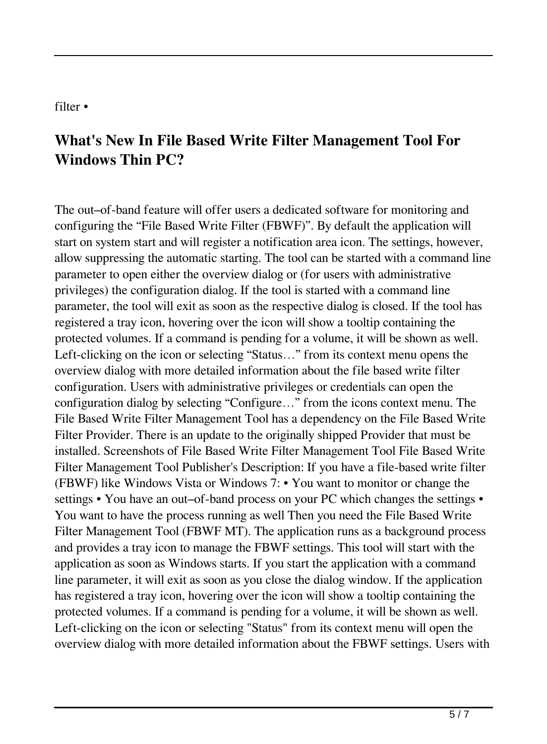filter •

## What's New In File Based Write Filter Management Tool For Windows Thin PC?

The out–of-band feature will offer users a dedicated software for monitoring and configuring the “File Based Write Filter (FBWF)”. By default the application will start on system start and will register a notification area icon. The settings, however, allow suppressing the automatic starting. The tool can be started with a command line parameter to open either the overview dialog or (for users with administrative privileges) the configuration dialog. If the tool is started with a command line parameter, the tool will exit as soon as the respective dialog is closed. If the tool has registered a tray icon, hovering over the icon will show a tooltip containing the protected volumes. If a command is pending for a volume, it will be shown as well. Left-clicking on the icon or selecting “Status…” from its context menu opens the overview dialog with more detailed information about the file based write filter configuration. Users with administrative privileges or credentials can open the configuration dialog by selecting “Configure…” from the icons context menu. The File Based Write Filter Management Tool has a dependency on the File Based Write Filter Provider. There is an update to the originally shipped Provider that must be installed. Screenshots of File Based Write Filter Management Tool File Based Write Filter Management Tool Publisher's Description: If you have a file-based write filter (FBWF) like Windows Vista or Windows 7: • You want to monitor or change the settings • You have an out–of-band process on your PC which changes the settings • You want to have the process running as well Then you need the File Based Write Filter Management Tool (FBWF MT). The application runs as a background process and provides a tray icon to manage the FBWF settings. This tool will start with the application as soon as Windows starts. If you start the application with a command line parameter, it will exit as soon as you close the dialog window. If the application has registered a tray icon, hovering over the icon will show a tooltip containing the protected volumes. If a command is pending for a volume, it will be shown as well. Left-clicking on the icon or selecting "Status" from its context menu will open the overview dialog with more detailed information about the FBWF settings. Users with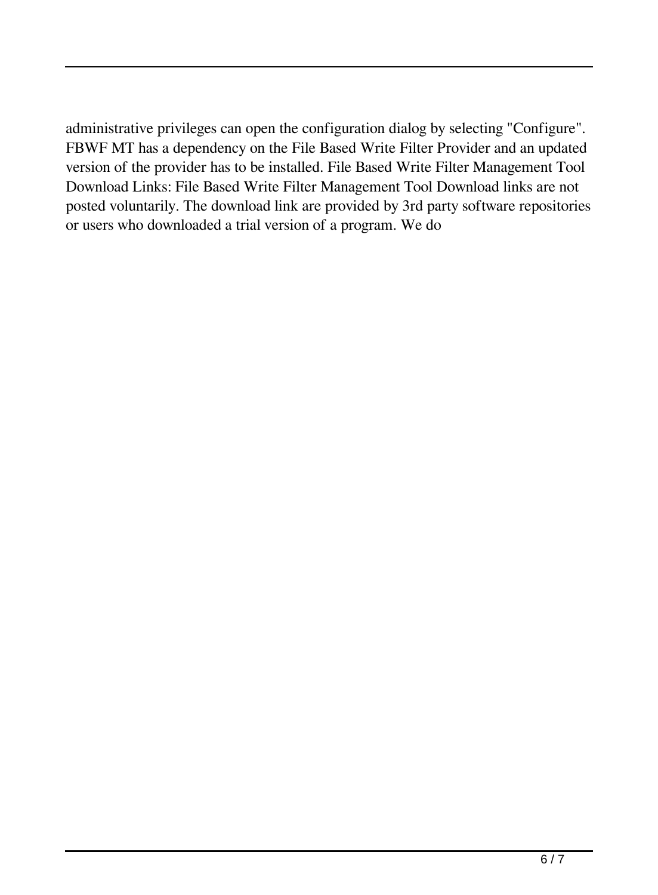administrative privileges can open the configuration dialog by selecting "Configure". FBWF MT has a dependency on the File Based Write Filter Provider and an updated version of the provider has to be installed. File Based Write Filter Management Tool Download Links: File Based Write Filter Management Tool Download links are not posted voluntarily. The download link are provided by 3rd party software repositories or users who downloaded a trial version of a program. We do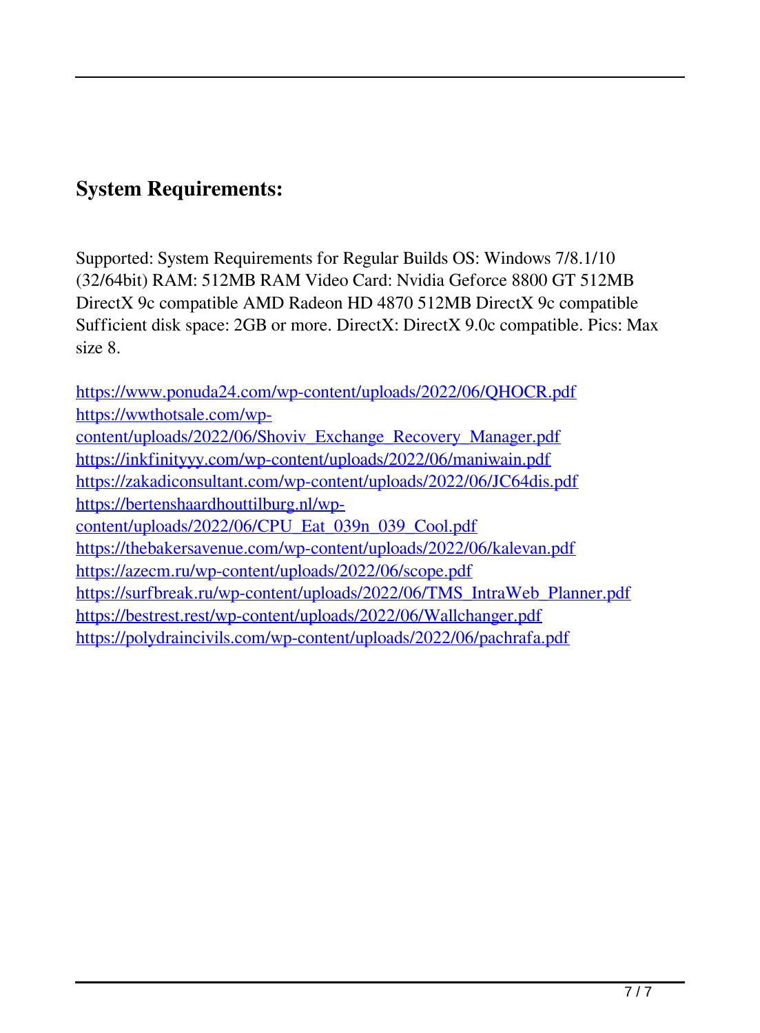## System Requirements:

Supported: System Requirements for Regular Builds OS: Windows 7/8.1/10 (32/64bit) RAM: 512MB RAM Video Card: Nvidia Geforce 8800 GT 512MB DirectX 9c compatible AMD Radeon HD 4870 512MB DirectX 9c compatible Sufficient disk space: 2GB or more. DirectX: DirectX 9.0c compatible. Pics: Max size 8.

https://www.ponuda24.com/wp-content/uploads/2022/06/QHOCR.pdf
https://wwthotsale.com/wp-content/uploads/2022/06/Shoviv_Exchange_Recovery_Manager.pdf
https://inkfinityyy.com/wp-content/uploads/2022/06/maniwain.pdf
https://zakadiconsultant.com/wp-content/uploads/2022/06/JC64dis.pdf
https://bertenshaardhouttilburg.nl/wp-content/uploads/2022/06/CPU_Eat_039n_039_Cool.pdf
https://thebakersavenue.com/wp-content/uploads/2022/06/kalevan.pdf
https://azecm.ru/wp-content/uploads/2022/06/scope.pdf
https://surfbreak.ru/wp-content/uploads/2022/06/TMS_IntraWeb_Planner.pdf
https://bestrest.rest/wp-content/uploads/2022/06/Wallchanger.pdf
https://polydraincivils.com/wp-content/uploads/2022/06/pachrafa.pdf